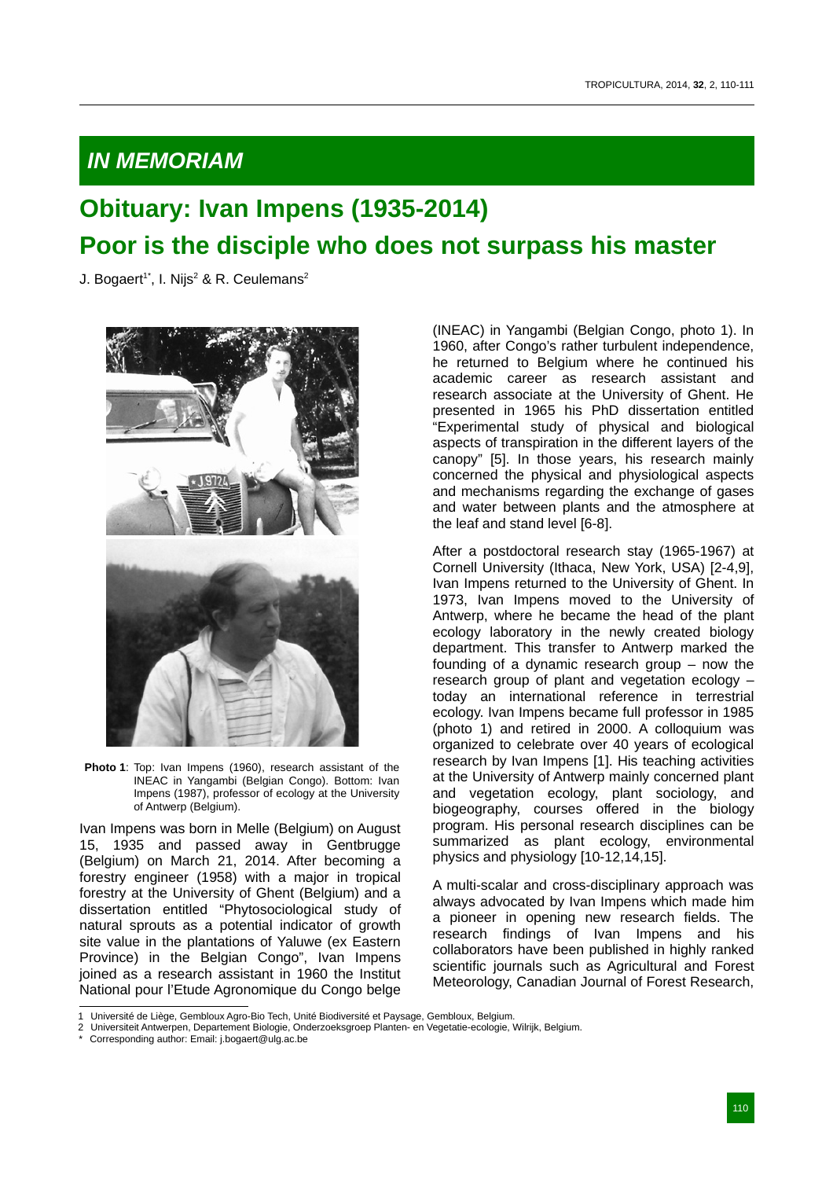## *IN MEMORIAM*

# Obituary: Ivan Impens (1935-2014)

# Poor is the disciple who does not surpass his master

J. Bogaert[1*], I. Nijs[2] & R. Ceulemans[2]

**Photo 1**: Top: Ivan Impens (1960), research assistant of the INEAC in Yangambi (Belgian Congo). Bottom: Ivan Impens (1987), professor of ecology at the University of Antwerp (Belgium).

Ivan Impens was born in Melle (Belgium) on August 15, 1935 and passed away in Gentbrugge (Belgium) on March 21, 2014. After becoming a forestry engineer (1958) with a major in tropical forestry at the University of Ghent (Belgium) and a dissertation entitled "Phytosociological study of natural sprouts as a potential indicator of growth site value in the plantations of Yaluwe (ex Eastern Province) in the Belgian Congo", Ivan Impens joined as a research assistant in 1960 the Institut National pour l'Etude Agronomique du Congo belge (INEAC) in Yangambi (Belgian Congo, photo 1). In 1960, after Congo's rather turbulent independence, he returned to Belgium where he continued his academic career as research assistant and research associate at the University of Ghent. He presented in 1965 his PhD dissertation entitled "Experimental study of physical and biological aspects of transpiration in the different layers of the canopy" [5]. In those years, his research mainly concerned the physical and physiological aspects and mechanisms regarding the exchange of gases and water between plants and the atmosphere at the leaf and stand level [6-8].

After a postdoctoral research stay (1965-1967) at Cornell University (Ithaca, New York, USA) [2-4,9], Ivan Impens returned to the University of Ghent. In 1973, Ivan Impens moved to the University of Antwerp, where he became the head of the plant ecology laboratory in the newly created biology department. This transfer to Antwerp marked the founding of a dynamic research group – now the research group of plant and vegetation ecology – today an international reference in terrestrial ecology. Ivan Impens became full professor in 1985 (photo 1) and retired in 2000. A colloquium was organized to celebrate over 40 years of ecological research by Ivan Impens [1]. His teaching activities at the University of Antwerp mainly concerned plant and vegetation ecology, plant sociology, and biogeography, courses offered in the biology program. His personal research disciplines can be summarized as plant ecology, environmental physics and physiology [10-12,14,15].

A multi-scalar and cross-disciplinary approach was always advocated by Ivan Impens which made him a pioneer in opening new research fields. The research findings of Ivan Impens and his collaborators have been published in highly ranked scientific journals such as Agricultural and Forest Meteorology, Canadian Journal of Forest Research,

1 Université de Liège, Gembloux Agro-Bio Tech, Unité Biodiversité et Paysage, Gembloux, Belgium.
2 Universiteit Antwerpen, Departement Biologie, Onderzoeksgroep Planten- en Vegetatie-ecologie, Wilrijk, Belgium.
* Corresponding author: Email: j.bogaert@ulg.ac.be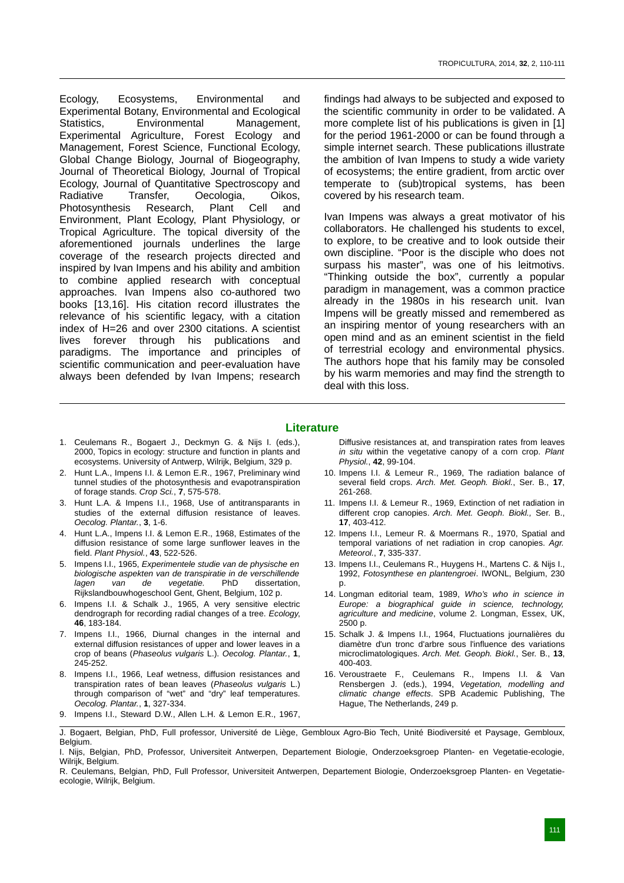Ecology, Ecosystems, Environmental and Experimental Botany, Environmental and Ecological Statistics, Environmental Management, Experimental Agriculture, Forest Ecology and Management, Forest Science, Functional Ecology, Global Change Biology, Journal of Biogeography, Journal of Theoretical Biology, Journal of Tropical Ecology, Journal of Quantitative Spectroscopy and Radiative Transfer, Oecologia, Oikos, Photosynthesis Research, Plant Cell and Environment, Plant Ecology, Plant Physiology, or Tropical Agriculture. The topical diversity of the aforementioned journals underlines the large coverage of the research projects directed and inspired by Ivan Impens and his ability and ambition to combine applied research with conceptual approaches. Ivan Impens also co-authored two books [13,16]. His citation record illustrates the relevance of his scientific legacy, with a citation index of H=26 and over 2300 citations. A scientist lives forever through his publications and paradigms. The importance and principles of scientific communication and peer-evaluation have always been defended by Ivan Impens; research findings had always to be subjected and exposed to the scientific community in order to be validated. A more complete list of his publications is given in [1] for the period 1961-2000 or can be found through a simple internet search. These publications illustrate the ambition of Ivan Impens to study a wide variety of ecosystems; the entire gradient, from arctic over temperate to (sub)tropical systems, has been covered by his research team.

Ivan Impens was always a great motivator of his collaborators. He challenged his students to excel, to explore, to be creative and to look outside their own discipline. "Poor is the disciple who does not surpass his master", was one of his leitmotivs. "Thinking outside the box", currently a popular paradigm in management, was a common practice already in the 1980s in his research unit. Ivan Impens will be greatly missed and remembered as an inspiring mentor of young researchers with an open mind and as an eminent scientist in the field of terrestrial ecology and environmental physics. The authors hope that his family may be consoled by his warm memories and may find the strength to deal with this loss.

## Literature

1. Ceulemans R., Bogaert J., Deckmyn G. & Nijs I. (eds.), 2000, Topics in ecology: structure and function in plants and ecosystems. University of Antwerp, Wilrijk, Belgium, 329 p.
2. Hunt L.A., Impens I.I. & Lemon E.R., 1967, Preliminary wind tunnel studies of the photosynthesis and evapotranspiration of forage stands. *Crop Sci.*, **7**, 575-578.
3. Hunt L.A. & Impens I.I., 1968, Use of antitransparants in studies of the external diffusion resistance of leaves. *Oecolog. Plantar.*, **3**, 1-6.
4. Hunt L.A., Impens I.I. & Lemon E.R., 1968, Estimates of the diffusion resistance of some large sunflower leaves in the field. *Plant Physiol.*, **43**, 522-526.
5. Impens I.I., 1965, *Experimentele studie van de physische en biologische aspekten van de transpiratie in de verschillende lagen van de vegetatie.* PhD dissertation, Rijkslandbouwhogeschool Gent, Ghent, Belgium, 102 p.
6. Impens I.I. & Schalk J., 1965, A very sensitive electric dendrograph for recording radial changes of a tree. *Ecology*, **46**, 183-184.
7. Impens I.I., 1966, Diurnal changes in the internal and external diffusion resistances of upper and lower leaves in a crop of beans (*Phaseolus vulgaris* L.). *Oecolog. Plantar.*, **1**, 245-252.
8. Impens I.I., 1966, Leaf wetness, diffusion resistances and transpiration rates of bean leaves (*Phaseolus vulgaris* L.) through comparison of "wet" and "dry" leaf temperatures. *Oecolog. Plantar.*, **1**, 327-334.
9. Impens I.I., Steward D.W., Allen L.H. & Lemon E.R., 1967, Diffusive resistances at, and transpiration rates from leaves *in situ* within the vegetative canopy of a corn crop. *Plant Physiol.*, **42**, 99-104.
10. Impens I.I. & Lemeur R., 1969, The radiation balance of several field crops. *Arch. Met. Geoph. Biokl.*, Ser. B., **17**, 261-268.
11. Impens I.I. & Lemeur R., 1969, Extinction of net radiation in different crop canopies. *Arch. Met. Geoph. Biokl.,* Ser. B., **17**, 403-412.
12. Impens I.I., Lemeur R. & Moermans R., 1970, Spatial and temporal variations of net radiation in crop canopies. *Agr. Meteorol.*, **7**, 335-337.
13. Impens I.I., Ceulemans R., Huygens H., Martens C. & Nijs I., 1992, *Fotosynthese en plantengroei*. IWONL, Belgium, 230 p.
14. Longman editorial team, 1989, *Who's who in science in Europe: a biographical guide in science, technology, agriculture and medicine*, volume 2. Longman, Essex, UK, 2500 p.
15. Schalk J. & Impens I.I., 1964, Fluctuations journalières du diamètre d'un tronc d'arbre sous l'influence des variations microclimatologiques. *Arch. Met. Geoph. Biokl.*, Ser. B., **13**, 400-403.
16. Veroustraete F., Ceulemans R., Impens I.I. & Van Rensbergen J. (eds.), 1994, *Vegetation, modelling and climatic change effects*. SPB Academic Publishing, The Hague, The Netherlands, 249 p.

J. Bogaert, Belgian, PhD, Full professor, Université de Liège, Gembloux Agro-Bio Tech, Unité Biodiversité et Paysage, Gembloux, Belgium.

I. Nijs, Belgian, PhD, Professor, Universiteit Antwerpen, Departement Biologie, Onderzoeksgroep Planten- en Vegetatie-ecologie, Wilrijk, Belgium.

R. Ceulemans, Belgian, PhD, Full Professor, Universiteit Antwerpen, Departement Biologie, Onderzoeksgroep Planten- en Vegetatie-ecologie, Wilrijk, Belgium.